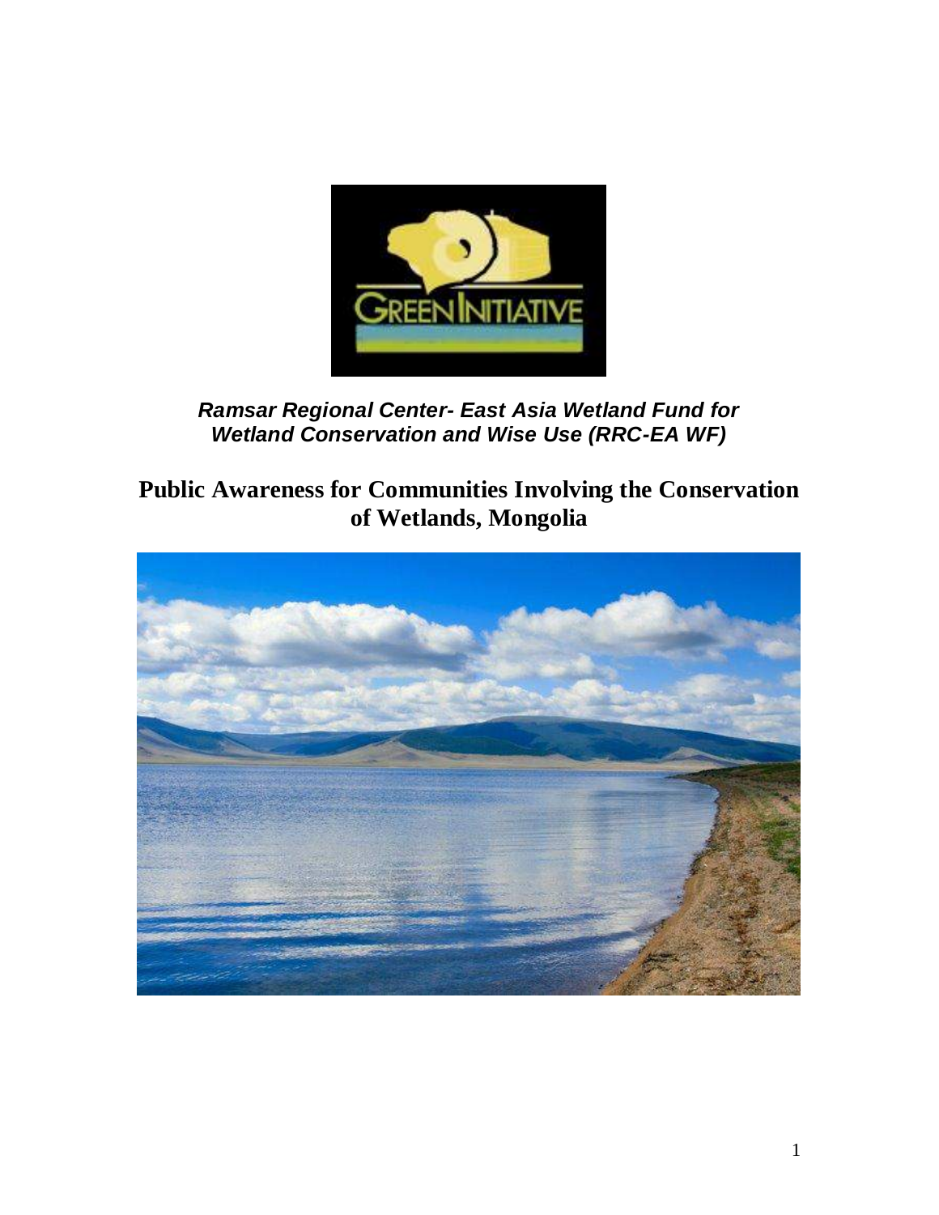***Ramsar Regional Center- East Asia Wetland Fund for Wetland Conservation and Wise Use (RRC-EA WF)***

# Public Awareness for Communities Involving the Conservation of Wetlands, Mongolia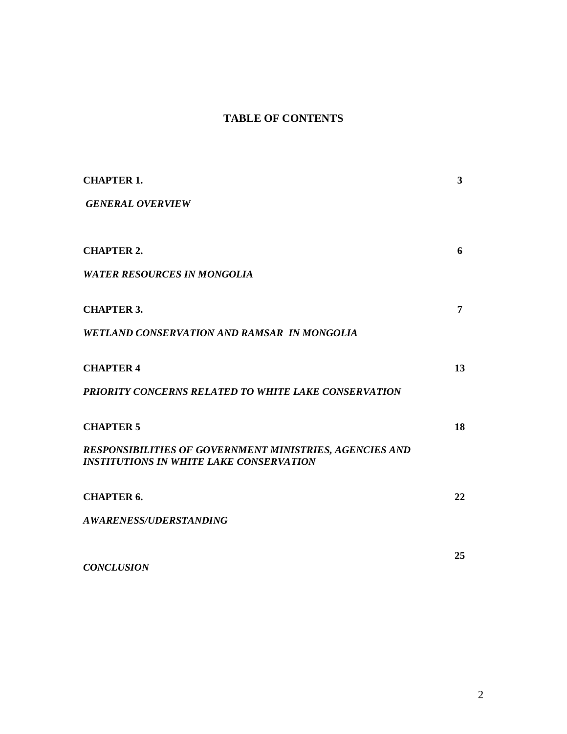# TABLE OF CONTENTS

| | |
|---|---|
| **CHAPTER 1.** | **3** |
| ***GENERAL OVERVIEW*** | |
| **CHAPTER 2.** | **6** |
| ***WATER RESOURCES IN MONGOLIA*** | |
| **CHAPTER 3.** | **7** |
| ***WETLAND CONSERVATION AND RAMSAR IN MONGOLIA*** | |
| **CHAPTER 4** | **13** |
| ***PRIORITY CONCERNS RELATED TO WHITE LAKE CONSERVATION*** | |
| **CHAPTER 5** | **18** |
| ***RESPONSIBILITIES OF GOVERNMENT MINISTRIES, AGENCIES AND INSTITUTIONS IN WHITE LAKE CONSERVATION*** | |
| **CHAPTER 6.** | **22** |
| ***AWARENESS/UDERSTANDING*** | |
| ***CONCLUSION*** | **25** |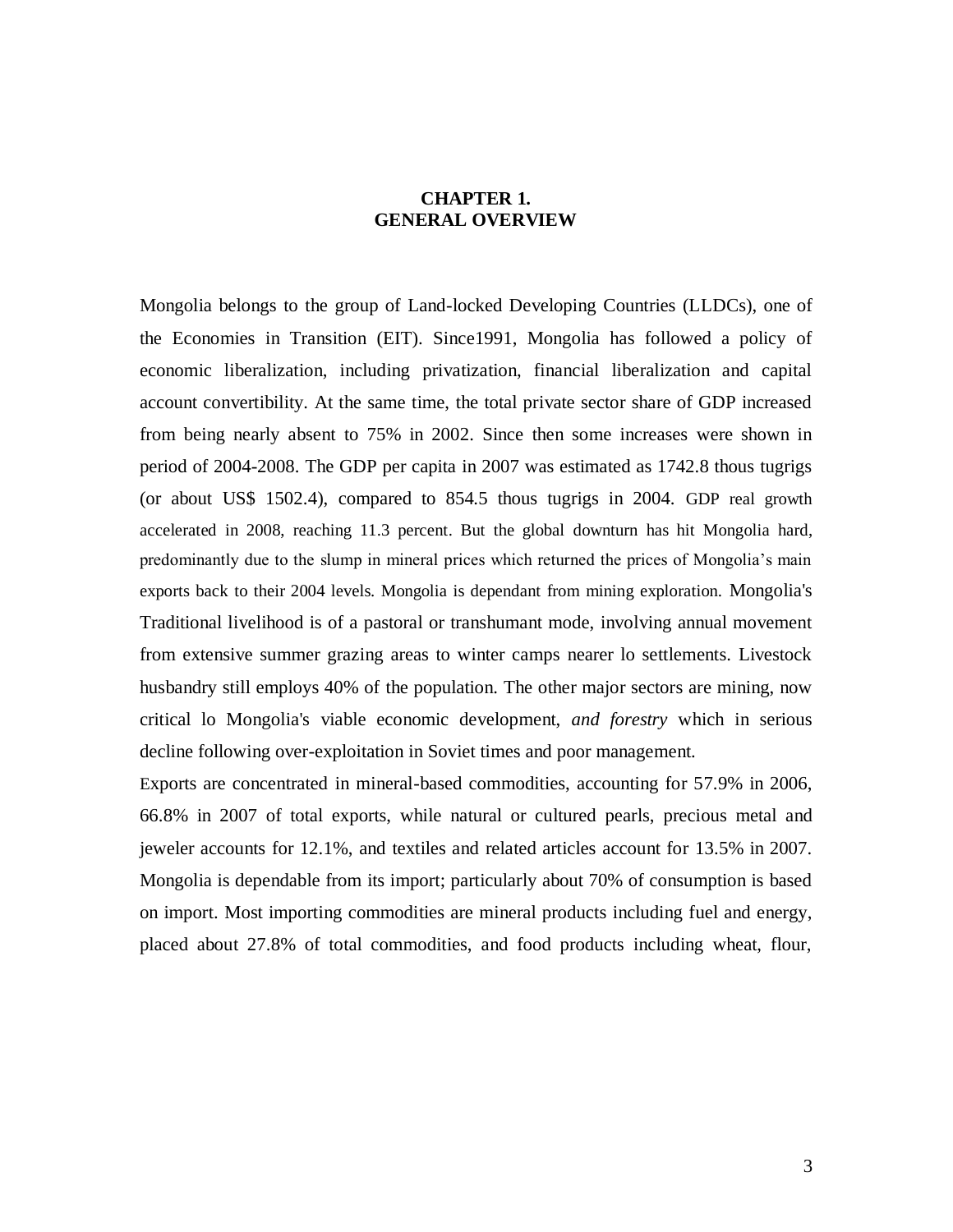# CHAPTER 1.
# GENERAL OVERVIEW

Mongolia belongs to the group of Land-locked Developing Countries (LLDCs), one of the Economies in Transition (EIT). Since1991, Mongolia has followed a policy of economic liberalization, including privatization, financial liberalization and capital account convertibility. At the same time, the total private sector share of GDP increased from being nearly absent to 75% in 2002. Since then some increases were shown in period of 2004-2008. The GDP per capita in 2007 was estimated as 1742.8 thous tugrigs (or about US$ 1502.4), compared to 854.5 thous tugrigs in 2004. GDP real growth accelerated in 2008, reaching 11.3 percent. But the global downturn has hit Mongolia hard, predominantly due to the slump in mineral prices which returned the prices of Mongolia's main exports back to their 2004 levels. Mongolia is dependant from mining exploration. Mongolia's Traditional livelihood is of a pastoral or transhumant mode, involving annual movement from extensive summer grazing areas to winter camps nearer lo settlements. Livestock husbandry still employs 40% of the population. The other major sectors are mining, now critical lo Mongolia's viable economic development, *and forestry* which in serious decline following over-exploitation in Soviet times and poor management.

Exports are concentrated in mineral-based commodities, accounting for 57.9% in 2006, 66.8% in 2007 of total exports, while natural or cultured pearls, precious metal and jeweler accounts for 12.1%, and textiles and related articles account for 13.5% in 2007. Mongolia is dependable from its import; particularly about 70% of consumption is based on import. Most importing commodities are mineral products including fuel and energy, placed about 27.8% of total commodities, and food products including wheat, flour,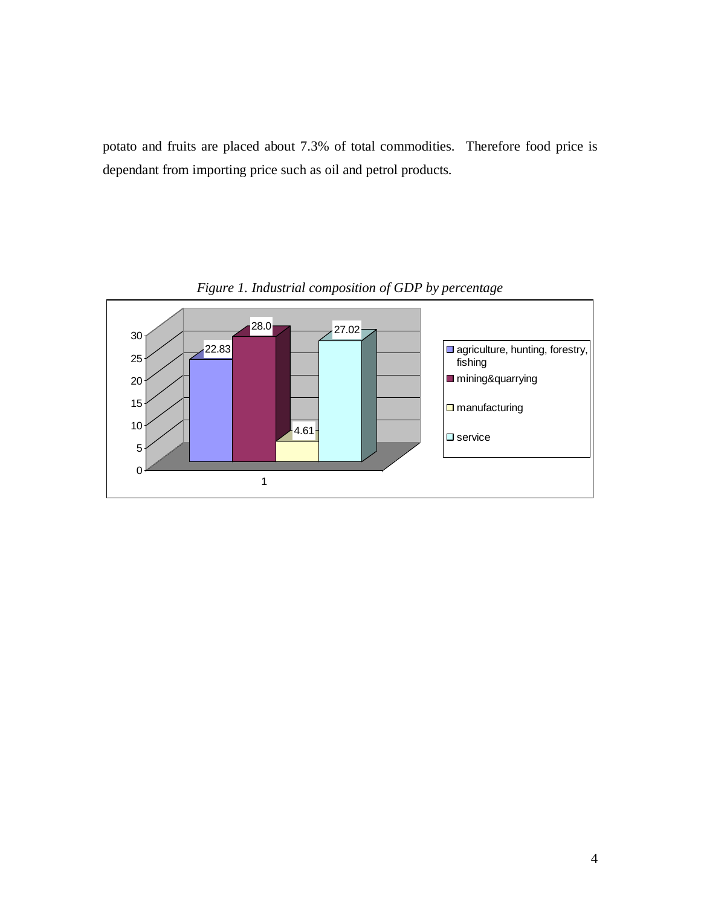potato and fruits are placed about 7.3% of total commodities. Therefore food price is dependant from importing price such as oil and petrol products.

*Figure 1. Industrial composition of GDP by percentage*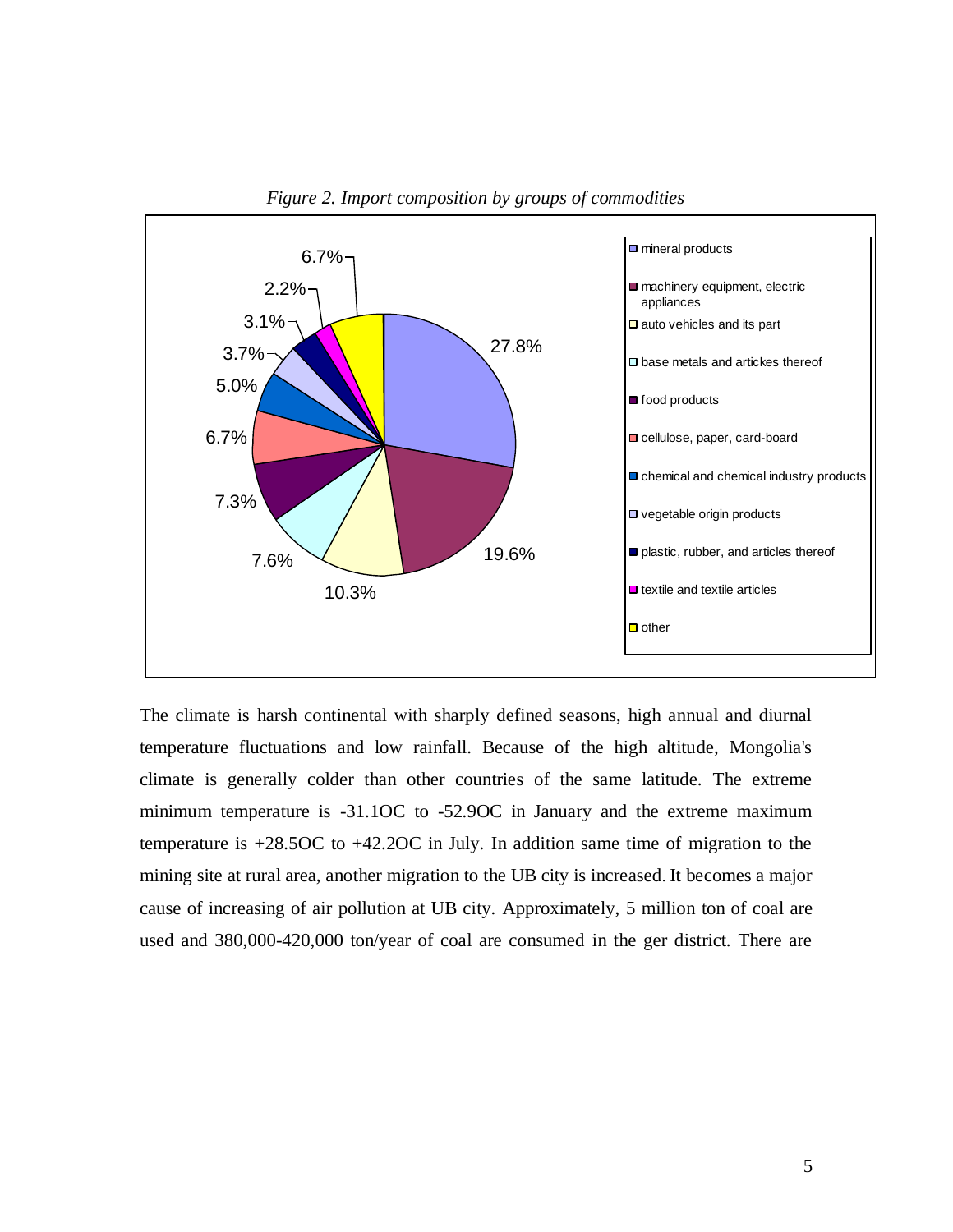*Figure 2. Import composition by groups of commodities*

The climate is harsh continental with sharply defined seasons, high annual and diurnal temperature fluctuations and low rainfall. Because of the high altitude, Mongolia's climate is generally colder than other countries of the same latitude. The extreme minimum temperature is -31.1OC to -52.9OC in January and the extreme maximum temperature is +28.5OC to +42.2OC in July. In addition same time of migration to the mining site at rural area, another migration to the UB city is increased. It becomes a major cause of increasing of air pollution at UB city. Approximately, 5 million ton of coal are used and 380,000-420,000 ton/year of coal are consumed in the ger district. There are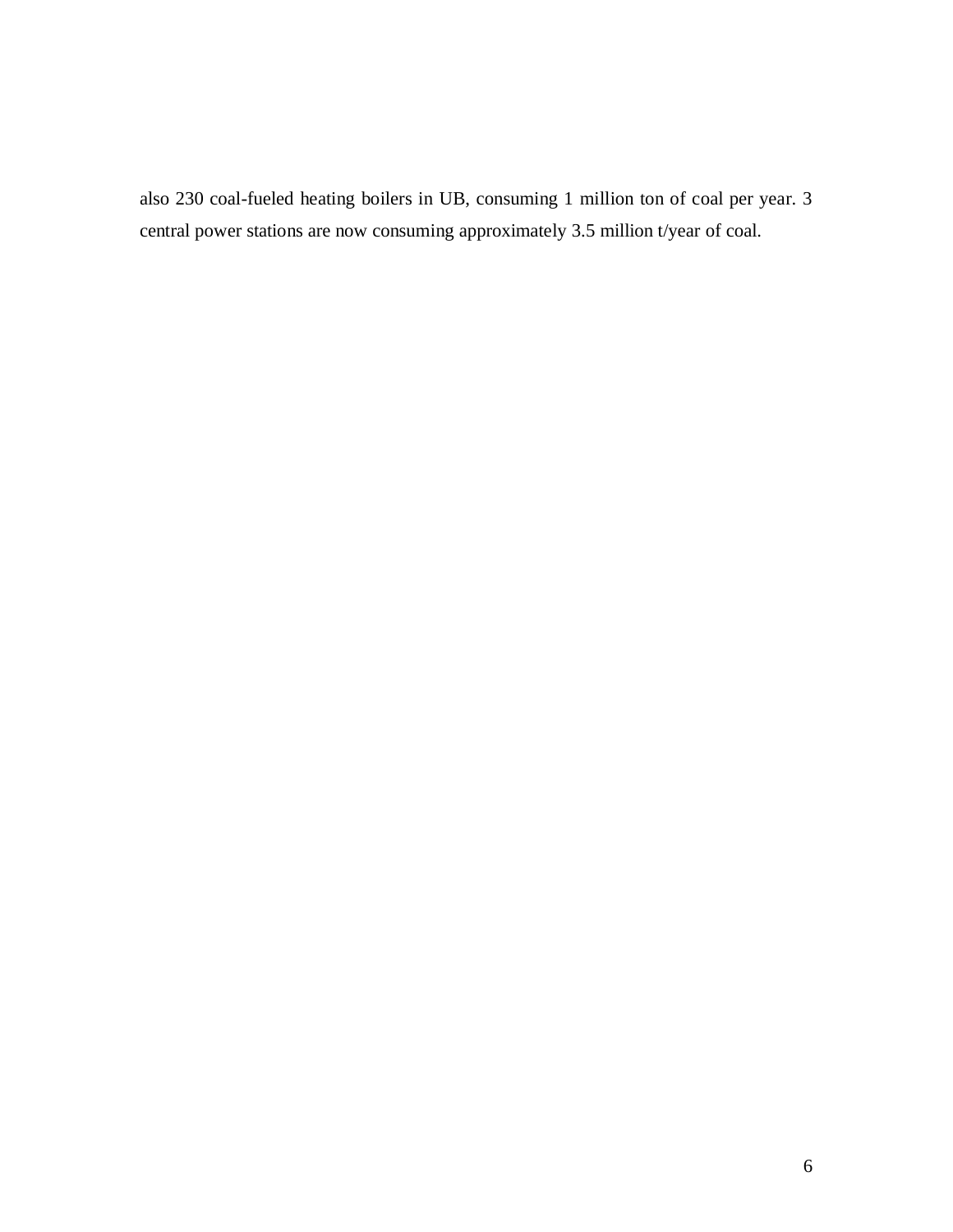also 230 coal-fueled heating boilers in UB, consuming 1 million ton of coal per year. 3 central power stations are now consuming approximately 3.5 million t/year of coal.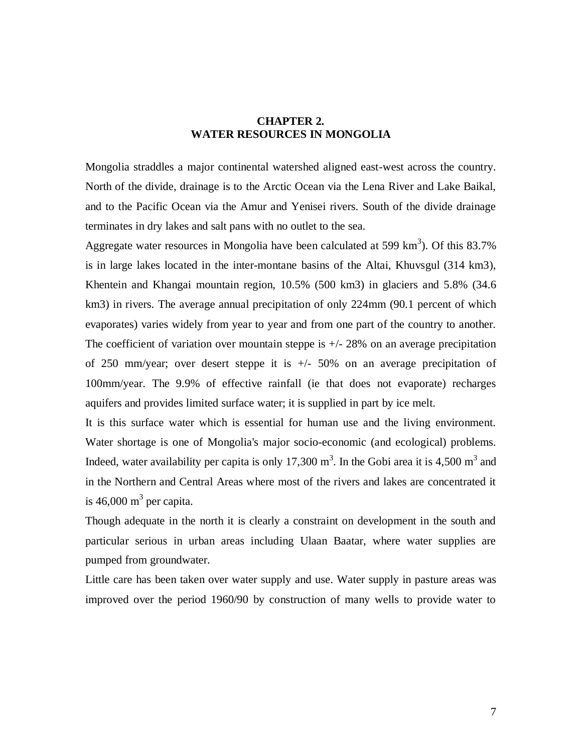# CHAPTER 2.
# WATER RESOURCES IN MONGOLIA

Mongolia straddles a major continental watershed aligned east-west across the country. North of the divide, drainage is to the Arctic Ocean via the Lena River and Lake Baikal, and to the Pacific Ocean via the Amur and Yenisei rivers. South of the divide drainage terminates in dry lakes and salt pans with no outlet to the sea.

Aggregate water resources in Mongolia have been calculated at 599 $km^3$). Of this 83.7% is in large lakes located in the inter-montane basins of the Altai, Khuvsgul (314 km3), Khentein and Khangai mountain region, 10.5% (500 km3) in glaciers and 5.8% (34.6 km3) in rivers. The average annual precipitation of only 224mm (90.1 percent of which evaporates) varies widely from year to year and from one part of the country to another. The coefficient of variation over mountain steppe is +/- 28% on an average precipitation of 250 mm/year; over desert steppe it is +/- 50% on an average precipitation of 100mm/year. The 9.9% of effective rainfall (ie that does not evaporate) recharges aquifers and provides limited surface water; it is supplied in part by ice melt.

It is this surface water which is essential for human use and the living environment. Water shortage is one of Mongolia's major socio-economic (and ecological) problems. Indeed, water availability per capita is only 17,300 $m^3$. In the Gobi area it is 4,500 $m^3$ and in the Northern and Central Areas where most of the rivers and lakes are concentrated it is 46,000 $m^3$ per capita.

Though adequate in the north it is clearly a constraint on development in the south and particular serious in urban areas including Ulaan Baatar, where water supplies are pumped from groundwater.

Little care has been taken over water supply and use. Water supply in pasture areas was improved over the period 1960/90 by construction of many wells to provide water to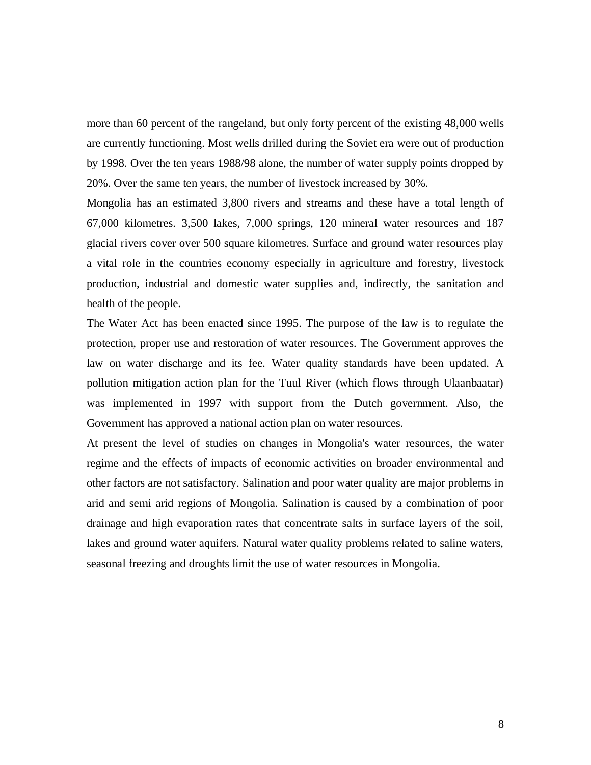more than 60 percent of the rangeland, but only forty percent of the existing 48,000 wells are currently functioning. Most wells drilled during the Soviet era were out of production by 1998. Over the ten years 1988/98 alone, the number of water supply points dropped by 20%. Over the same ten years, the number of livestock increased by 30%.

Mongolia has an estimated 3,800 rivers and streams and these have a total length of 67,000 kilometres. 3,500 lakes, 7,000 springs, 120 mineral water resources and 187 glacial rivers cover over 500 square kilometres. Surface and ground water resources play a vital role in the countries economy especially in agriculture and forestry, livestock production, industrial and domestic water supplies and, indirectly, the sanitation and health of the people.

The Water Act has been enacted since 1995. The purpose of the law is to regulate the protection, proper use and restoration of water resources. The Government approves the law on water discharge and its fee. Water quality standards have been updated. A pollution mitigation action plan for the Tuul River (which flows through Ulaanbaatar) was implemented in 1997 with support from the Dutch government. Also, the Government has approved a national action plan on water resources.

At present the level of studies on changes in Mongolia's water resources, the water regime and the effects of impacts of economic activities on broader environmental and other factors are not satisfactory. Salination and poor water quality are major problems in arid and semi arid regions of Mongolia. Salination is caused by a combination of poor drainage and high evaporation rates that concentrate salts in surface layers of the soil, lakes and ground water aquifers. Natural water quality problems related to saline waters, seasonal freezing and droughts limit the use of water resources in Mongolia.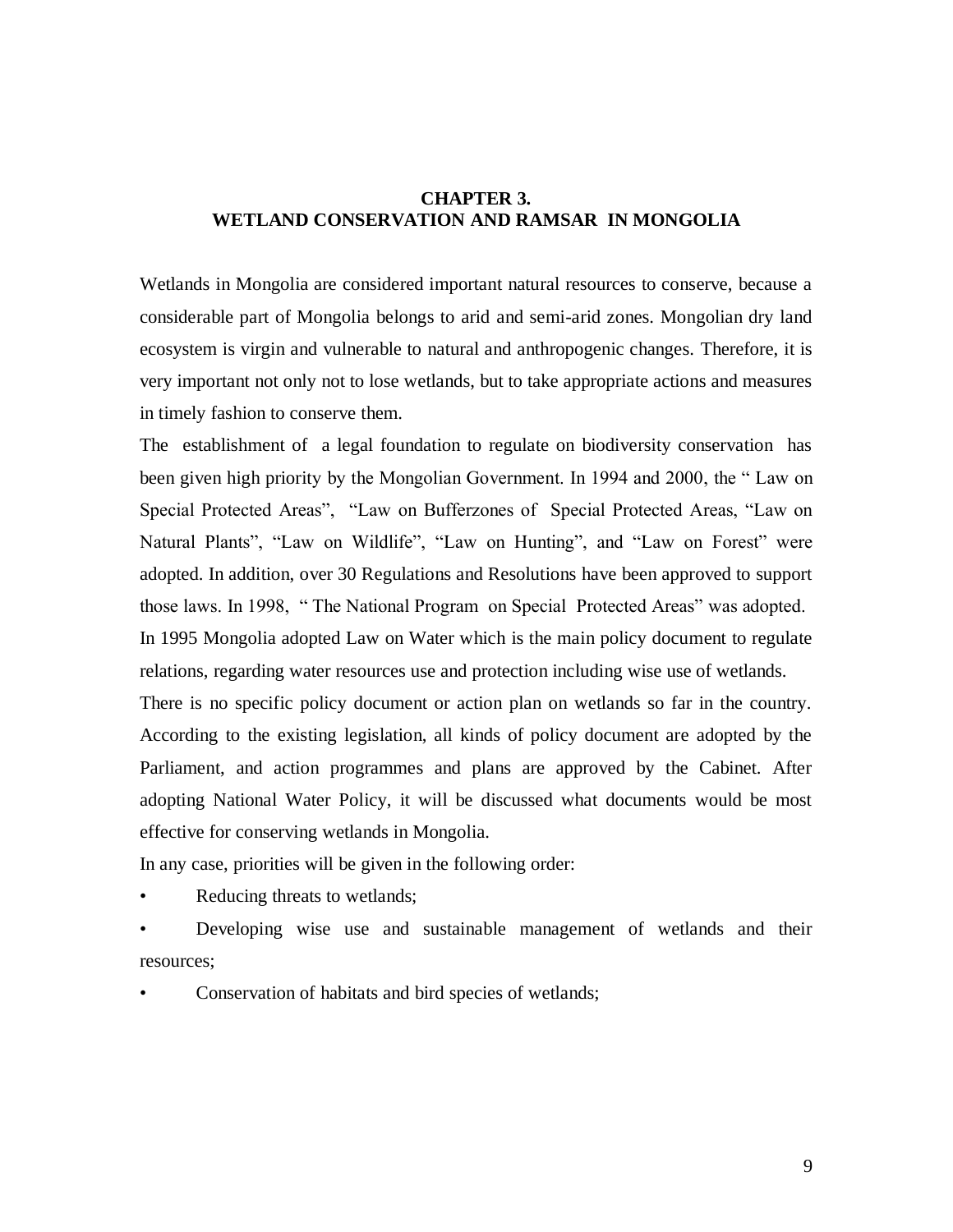# CHAPTER 3.
# WETLAND CONSERVATION AND RAMSAR IN MONGOLIA

Wetlands in Mongolia are considered important natural resources to conserve, because a considerable part of Mongolia belongs to arid and semi-arid zones. Mongolian dry land ecosystem is virgin and vulnerable to natural and anthropogenic changes. Therefore, it is very important not only not to lose wetlands, but to take appropriate actions and measures in timely fashion to conserve them.

The establishment of a legal foundation to regulate on biodiversity conservation has been given high priority by the Mongolian Government. In 1994 and 2000, the " Law on Special Protected Areas", "Law on Bufferzones of Special Protected Areas, "Law on Natural Plants", "Law on Wildlife", "Law on Hunting", and "Law on Forest" were adopted. In addition, over 30 Regulations and Resolutions have been approved to support those laws. In 1998, " The National Program on Special Protected Areas" was adopted.

In 1995 Mongolia adopted Law on Water which is the main policy document to regulate relations, regarding water resources use and protection including wise use of wetlands.

There is no specific policy document or action plan on wetlands so far in the country. According to the existing legislation, all kinds of policy document are adopted by the Parliament, and action programmes and plans are approved by the Cabinet. After adopting National Water Policy, it will be discussed what documents would be most effective for conserving wetlands in Mongolia.

In any case, priorities will be given in the following order:

- Reducing threats to wetlands;
- Developing wise use and sustainable management of wetlands and their resources;
- Conservation of habitats and bird species of wetlands;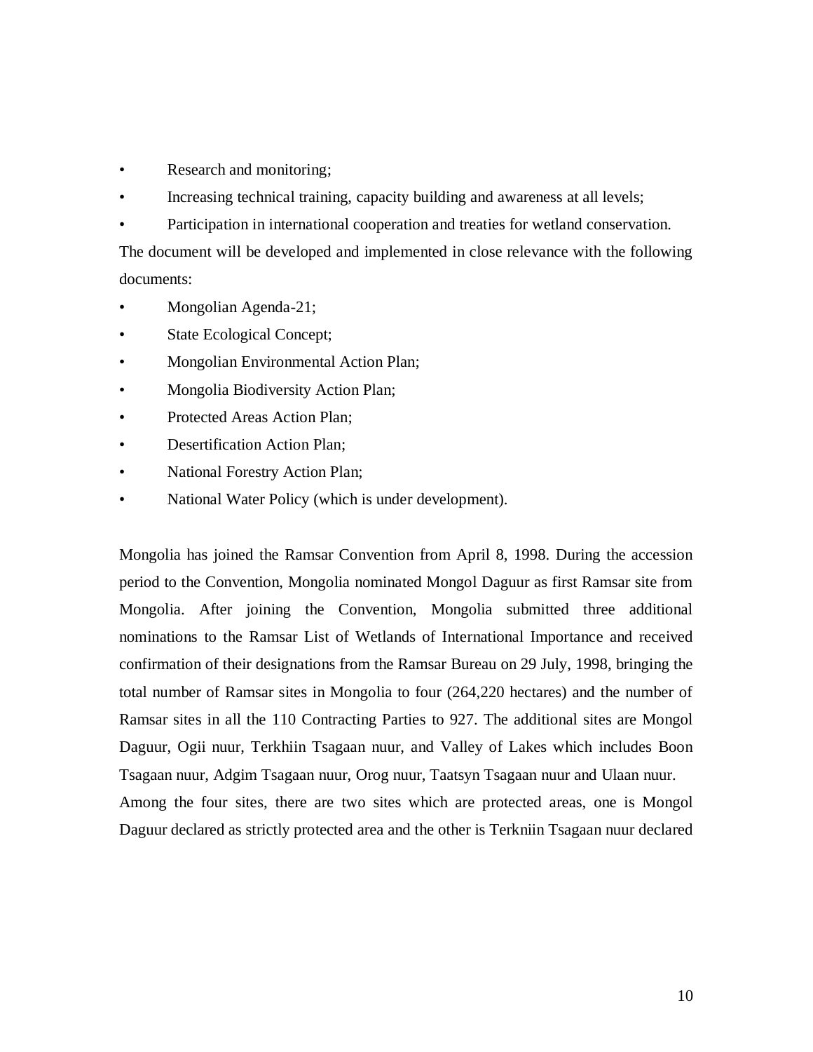- Research and monitoring;
- Increasing technical training, capacity building and awareness at all levels;
- Participation in international cooperation and treaties for wetland conservation.

The document will be developed and implemented in close relevance with the following documents:

- Mongolian Agenda-21;
- State Ecological Concept;
- Mongolian Environmental Action Plan;
- Mongolia Biodiversity Action Plan;
- Protected Areas Action Plan;
- Desertification Action Plan;
- National Forestry Action Plan;
- National Water Policy (which is under development).

Mongolia has joined the Ramsar Convention from April 8, 1998. During the accession period to the Convention, Mongolia nominated Mongol Daguur as first Ramsar site from Mongolia. After joining the Convention, Mongolia submitted three additional nominations to the Ramsar List of Wetlands of International Importance and received confirmation of their designations from the Ramsar Bureau on 29 July, 1998, bringing the total number of Ramsar sites in Mongolia to four (264,220 hectares) and the number of Ramsar sites in all the 110 Contracting Parties to 927. The additional sites are Mongol Daguur, Ogii nuur, Terkhiin Tsagaan nuur, and Valley of Lakes which includes Boon Tsagaan nuur, Adgim Tsagaan nuur, Orog nuur, Taatsyn Tsagaan nuur and Ulaan nuur.

Among the four sites, there are two sites which are protected areas, one is Mongol Daguur declared as strictly protected area and the other is Terkniin Tsagaan nuur declared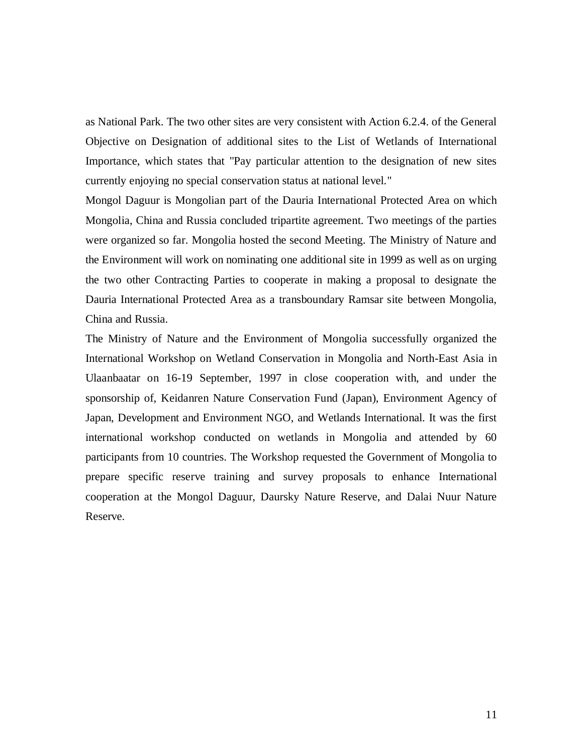as National Park. The two other sites are very consistent with Action 6.2.4. of the General Objective on Designation of additional sites to the List of Wetlands of International Importance, which states that "Pay particular attention to the designation of new sites currently enjoying no special conservation status at national level."

Mongol Daguur is Mongolian part of the Dauria International Protected Area on which Mongolia, China and Russia concluded tripartite agreement. Two meetings of the parties were organized so far. Mongolia hosted the second Meeting. The Ministry of Nature and the Environment will work on nominating one additional site in 1999 as well as on urging the two other Contracting Parties to cooperate in making a proposal to designate the Dauria International Protected Area as a transboundary Ramsar site between Mongolia, China and Russia.

The Ministry of Nature and the Environment of Mongolia successfully organized the International Workshop on Wetland Conservation in Mongolia and North-East Asia in Ulaanbaatar on 16-19 September, 1997 in close cooperation with, and under the sponsorship of, Keidanren Nature Conservation Fund (Japan), Environment Agency of Japan, Development and Environment NGO, and Wetlands International. It was the first international workshop conducted on wetlands in Mongolia and attended by 60 participants from 10 countries. The Workshop requested the Government of Mongolia to prepare specific reserve training and survey proposals to enhance International cooperation at the Mongol Daguur, Daursky Nature Reserve, and Dalai Nuur Nature Reserve.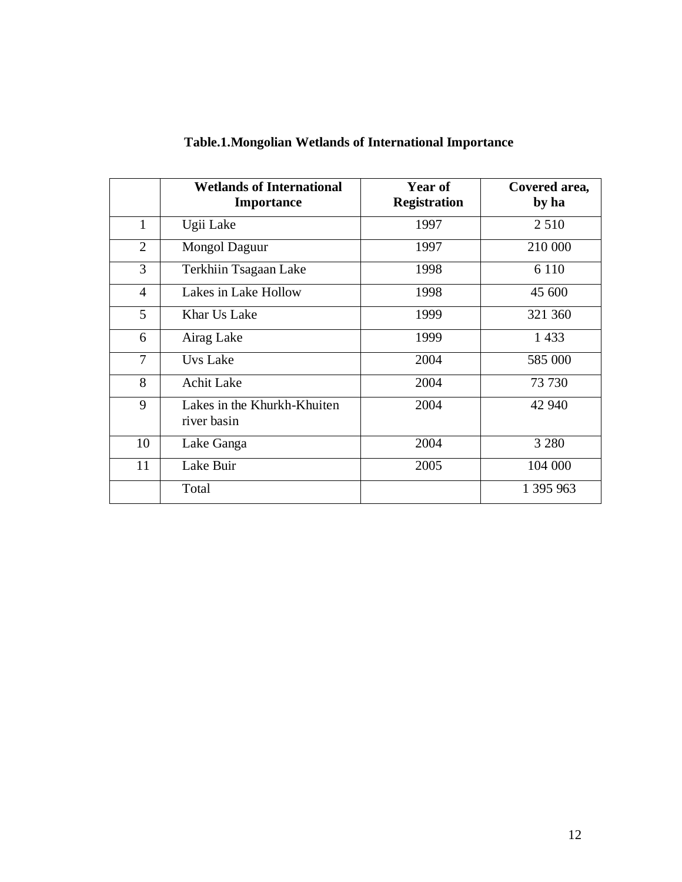**Table.1.Mongolian Wetlands of International Importance**

| | Wetlands of International Importance | Year of Registration | Covered area, by ha |
|---|---|---|---|
| 1 | Ugii Lake | 1997 | 2 510 |
| 2 | Mongol Daguur | 1997 | 210 000 |
| 3 | Terkhiin Tsagaan Lake | 1998 | 6 110 |
| 4 | Lakes in Lake Hollow | 1998 | 45 600 |
| 5 | Khar Us Lake | 1999 | 321 360 |
| 6 | Airag Lake | 1999 | 1 433 |
| 7 | Uvs Lake | 2004 | 585 000 |
| 8 | Achit Lake | 2004 | 73 730 |
| 9 | Lakes in the Khurkh-Khuiten river basin | 2004 | 42 940 |
| 10 | Lake Ganga | 2004 | 3 280 |
| 11 | Lake Buir | 2005 | 104 000 |
| | Total | | 1 395 963 |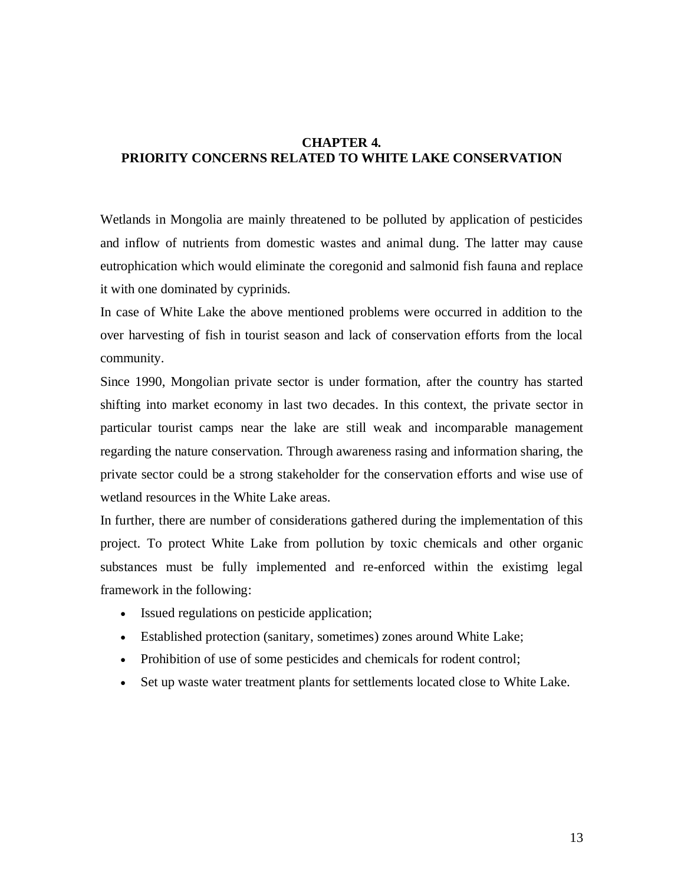# CHAPTER 4.
# PRIORITY CONCERNS RELATED TO WHITE LAKE CONSERVATION

Wetlands in Mongolia are mainly threatened to be polluted by application of pesticides and inflow of nutrients from domestic wastes and animal dung. The latter may cause eutrophication which would eliminate the coregonid and salmonid fish fauna and replace it with one dominated by cyprinids.

In case of White Lake the above mentioned problems were occurred in addition to the over harvesting of fish in tourist season and lack of conservation efforts from the local community.

Since 1990, Mongolian private sector is under formation, after the country has started shifting into market economy in last two decades. In this context, the private sector in particular tourist camps near the lake are still weak and incomparable management regarding the nature conservation. Through awareness rasing and information sharing, the private sector could be a strong stakeholder for the conservation efforts and wise use of wetland resources in the White Lake areas.

In further, there are number of considerations gathered during the implementation of this project. To protect White Lake from pollution by toxic chemicals and other organic substances must be fully implemented and re-enforced within the existimg legal framework in the following:

- Issued regulations on pesticide application;
- Established protection (sanitary, sometimes) zones around White Lake;
- Prohibition of use of some pesticides and chemicals for rodent control;
- Set up waste water treatment plants for settlements located close to White Lake.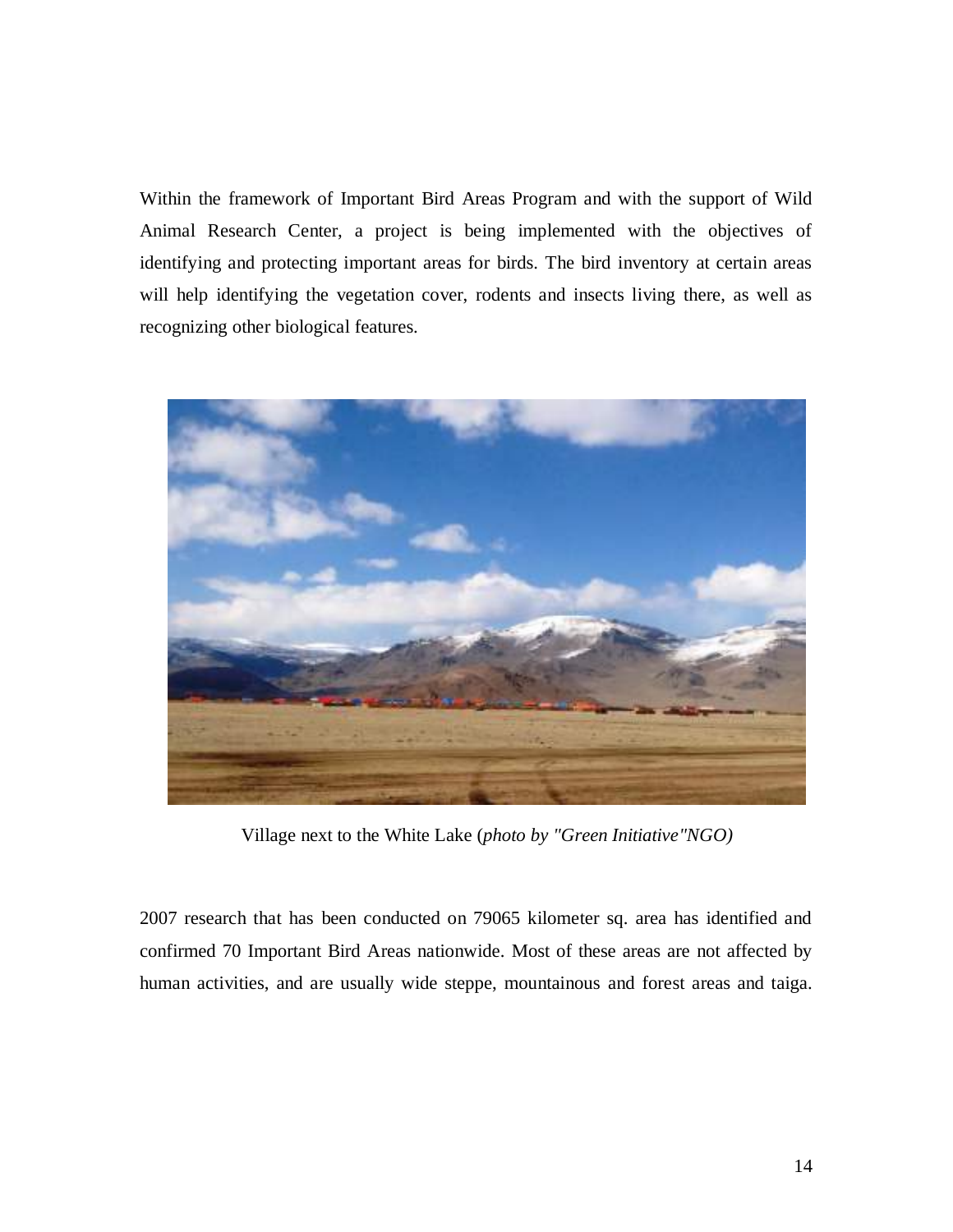Within the framework of Important Bird Areas Program and with the support of Wild Animal Research Center, a project is being implemented with the objectives of identifying and protecting important areas for birds. The bird inventory at certain areas will help identifying the vegetation cover, rodents and insects living there, as well as recognizing other biological features.

Village next to the White Lake (*photo by "Green Initiative"NGO)*

2007 research that has been conducted on 79065 kilometer sq. area has identified and confirmed 70 Important Bird Areas nationwide. Most of these areas are not affected by human activities, and are usually wide steppe, mountainous and forest areas and taiga.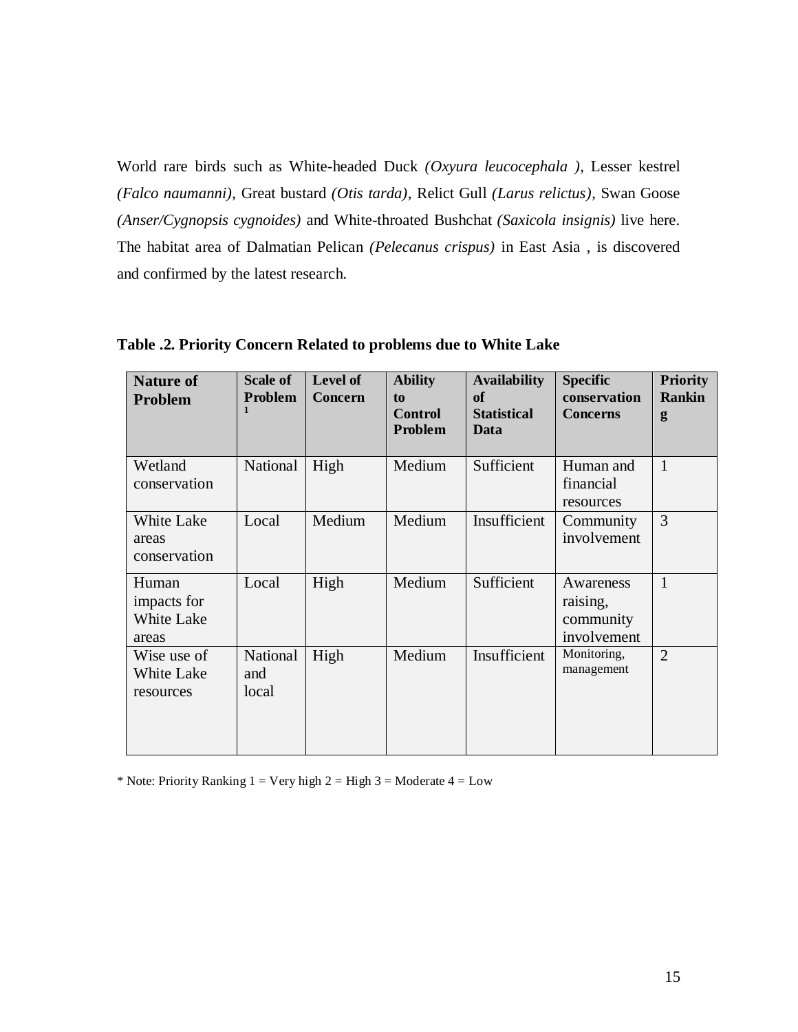World rare birds such as White-headed Duck *(Oxyura leucocephala )*, Lesser kestrel *(Falco naumanni)*, Great bustard *(Otis tarda)*, Relict Gull *(Larus relictus)*, Swan Goose *(Anser/Cygnopsis cygnoides)* and White-throated Bushchat *(Saxicola insignis)* live here. The habitat area of Dalmatian Pelican *(Pelecanus crispus)* in East Asia , is discovered and confirmed by the latest research.

**Table .2. Priority Concern Related to problems due to White Lake**

| Nature of Problem | Scale of Problem [1] | Level of Concern | Ability to Control Problem | Availability of Statistical Data | Specific conservation Concerns | Priority Ranking |
|---|---|---|---|---|---|---|
| Wetland conservation | National | High | Medium | Sufficient | Human and financial resources | 1 |
| White Lake areas conservation | Local | Medium | Medium | Insufficient | Community involvement | 3 |
| Human impacts for White Lake areas | Local | High | Medium | Sufficient | Awareness raising, community involvement | 1 |
| Wise use of White Lake resources | National and local | High | Medium | Insufficient | Monitoring, management | 2 |

\* Note: Priority Ranking 1 = Very high 2 = High 3 = Moderate 4 = Low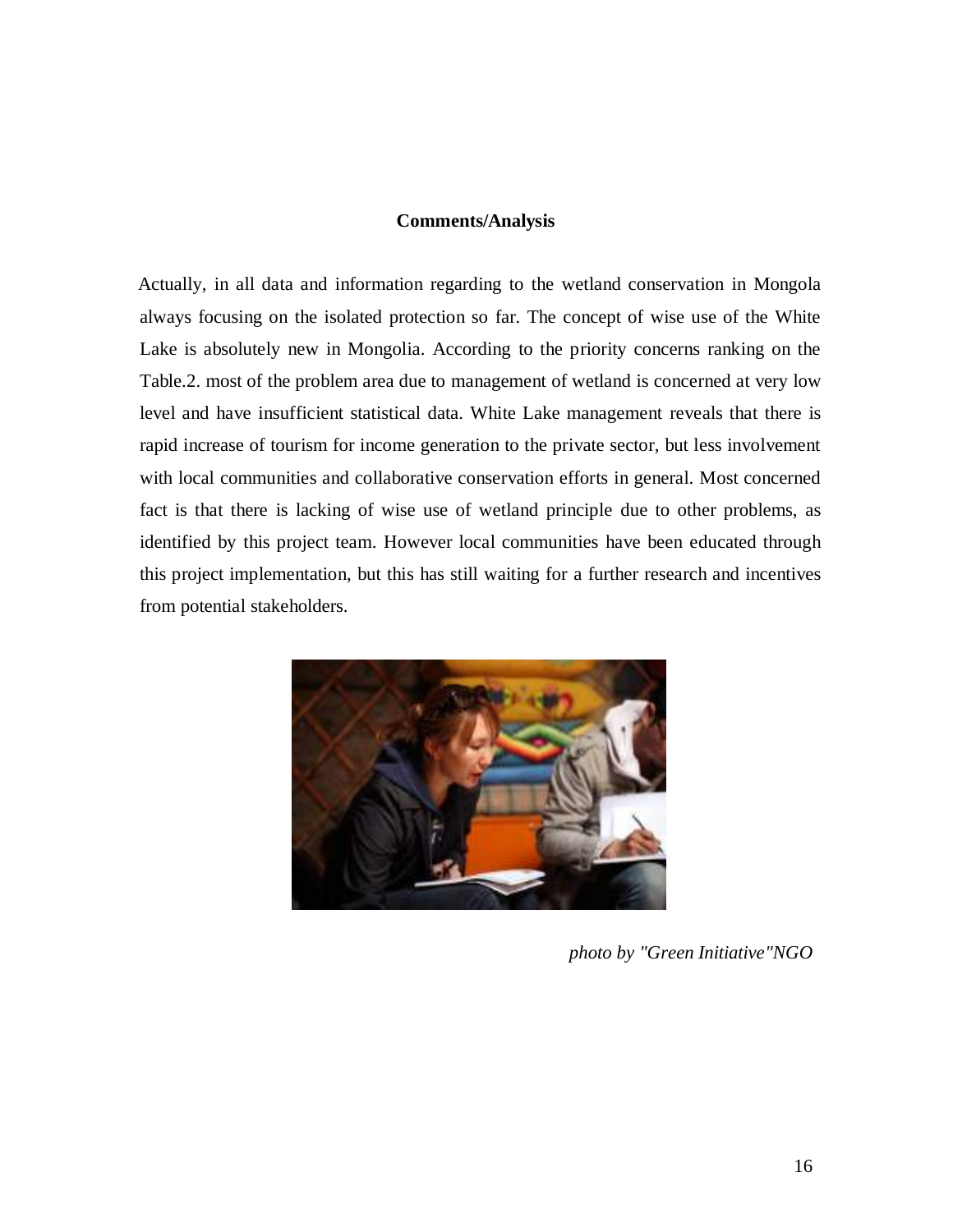**Comments/Analysis**

Actually, in all data and information regarding to the wetland conservation in Mongola always focusing on the isolated protection so far. The concept of wise use of the White Lake is absolutely new in Mongolia. According to the priority concerns ranking on the Table.2. most of the problem area due to management of wetland is concerned at very low level and have insufficient statistical data. White Lake management reveals that there is rapid increase of tourism for income generation to the private sector, but less involvement with local communities and collaborative conservation efforts in general. Most concerned fact is that there is lacking of wise use of wetland principle due to other problems, as identified by this project team. However local communities have been educated through this project implementation, but this has still waiting for a further research and incentives from potential stakeholders.

*photo by "Green Initiative"NGO*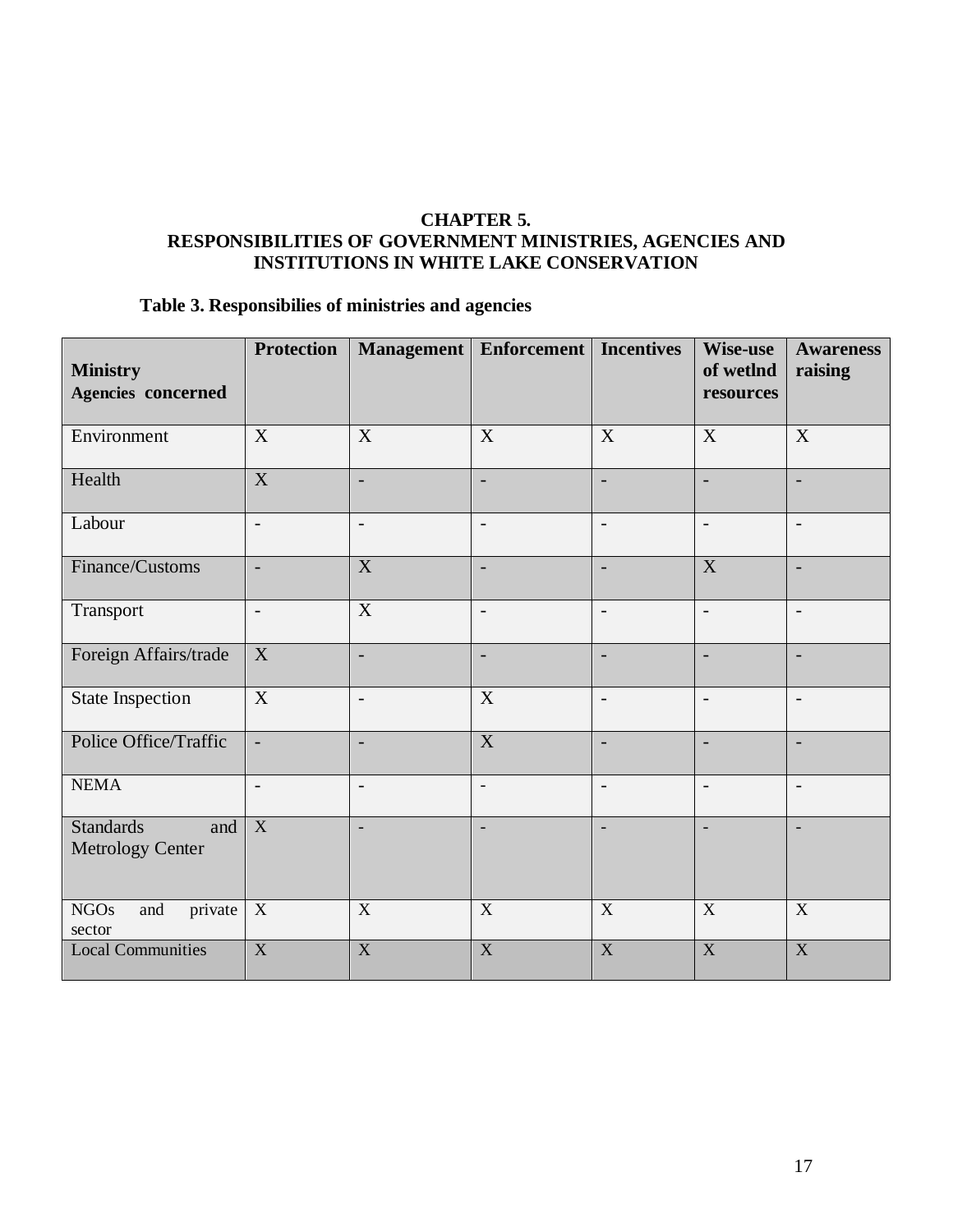# CHAPTER 5.
# RESPONSIBILITIES OF GOVERNMENT MINISTRIES, AGENCIES AND INSTITUTIONS IN WHITE LAKE CONSERVATION

**Table 3. Responsibilies of ministries and agencies**

| **Ministry Agencies concerned** | **Protection** | **Management** | **Enforcement** | **Incentives** | **Wise-use of wetlnd resources** | **Awareness raising** |
|---|---|---|---|---|---|---|
| Environment | X | X | X | X | X | X |
| Health | X | - | - | - | - | - |
| Labour | - | - | - | - | - | - |
| Finance/Customs | - | X | - | - | X | - |
| Transport | - | X | - | - | - | - |
| Foreign Affairs/trade | X | - | - | - | - | - |
| State Inspection | X | - | X | - | - | - |
| Police Office/Traffic | - | - | X | - | - | - |
| NEMA | - | - | - | - | - | - |
| Standards and Metrology Center | X | - | - | - | - | - |
| NGOs and private sector | X | X | X | X | X | X |
| Local Communities | X | X | X | X | X | X |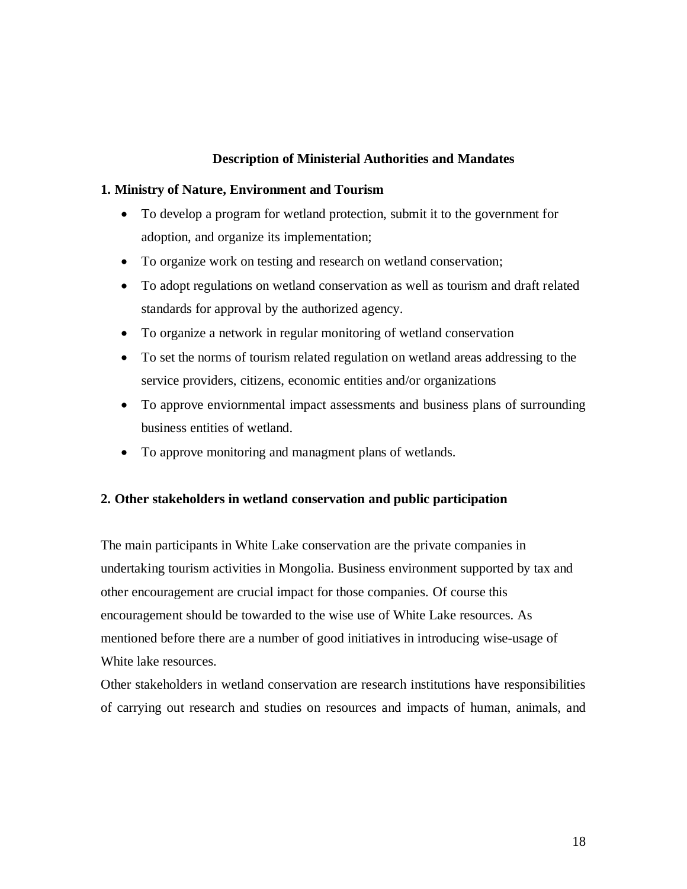## Description of Ministerial Authorities and Mandates

### 1. Ministry of Nature, Environment and Tourism

- To develop a program for wetland protection, submit it to the government for adoption, and organize its implementation;
- To organize work on testing and research on wetland conservation;
- To adopt regulations on wetland conservation as well as tourism and draft related standards for approval by the authorized agency.
- To organize a network in regular monitoring of wetland conservation
- To set the norms of tourism related regulation on wetland areas addressing to the service providers, citizens, economic entities and/or organizations
- To approve enviornmental impact assessments and business plans of surrounding business entities of wetland.
- To approve monitoring and managment plans of wetlands.

### 2. Other stakeholders in wetland conservation and public participation

The main participants in White Lake conservation are the private companies in undertaking tourism activities in Mongolia. Business environment supported by tax and other encouragement are crucial impact for those companies. Of course this encouragement should be towarded to the wise use of White Lake resources. As mentioned before there are a number of good initiatives in introducing wise-usage of White lake resources.

Other stakeholders in wetland conservation are research institutions have responsibilities of carrying out research and studies on resources and impacts of human, animals, and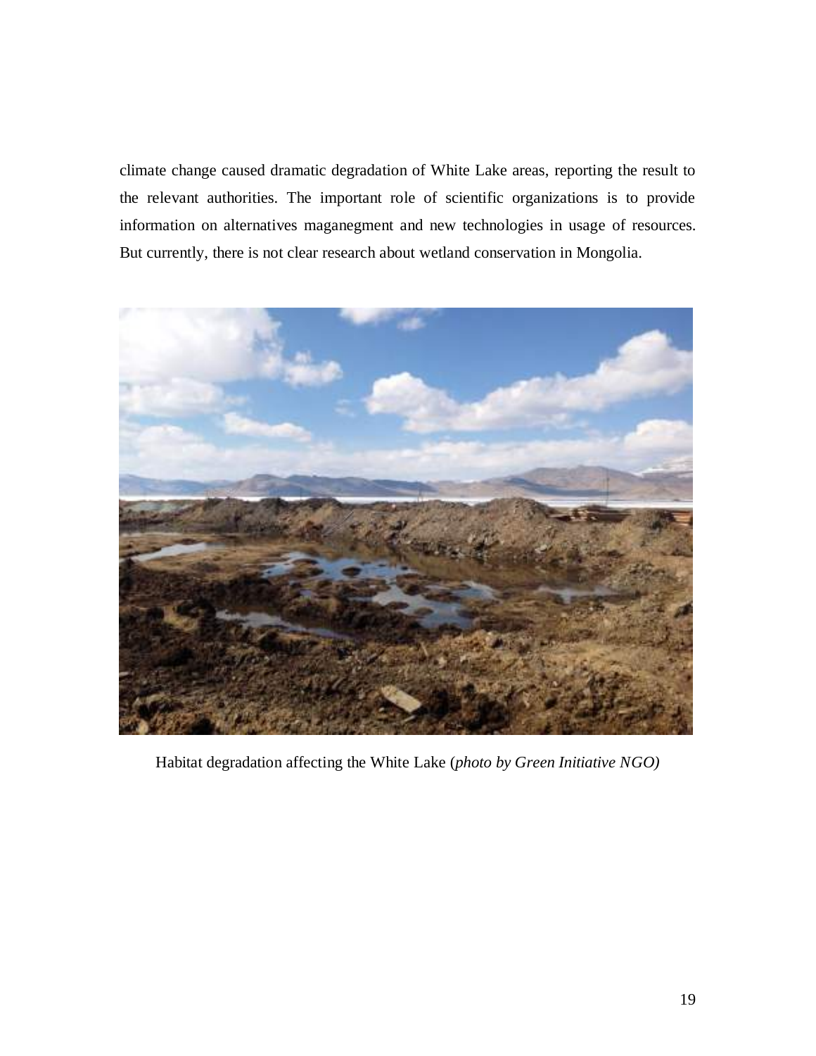climate change caused dramatic degradation of White Lake areas, reporting the result to the relevant authorities. The important role of scientific organizations is to provide information on alternatives maganegment and new technologies in usage of resources. But currently, there is not clear research about wetland conservation in Mongolia.

Habitat degradation affecting the White Lake (*photo by Green Initiative NGO)*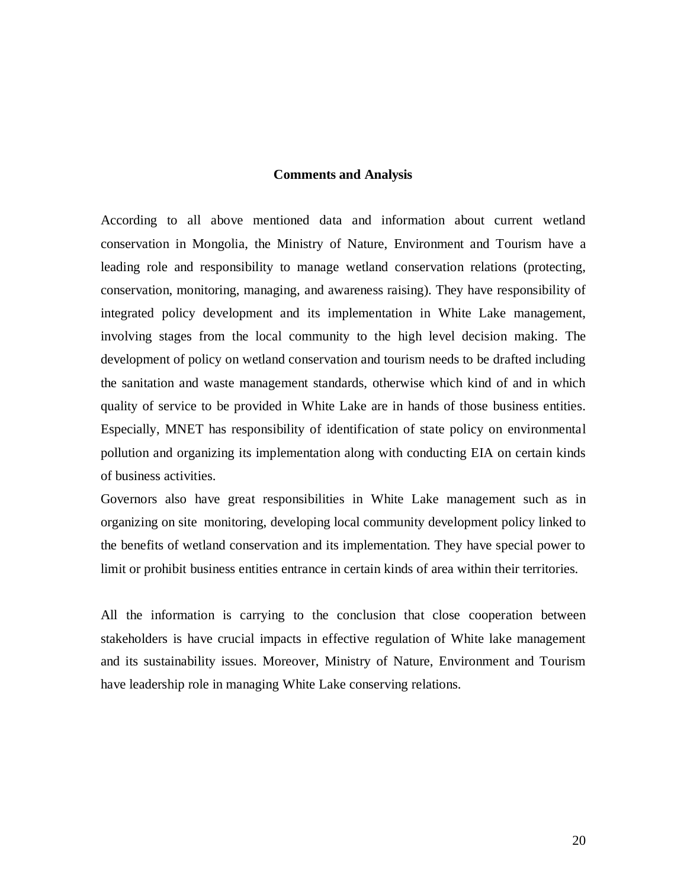## Comments and Analysis

According to all above mentioned data and information about current wetland conservation in Mongolia, the Ministry of Nature, Environment and Tourism have a leading role and responsibility to manage wetland conservation relations (protecting, conservation, monitoring, managing, and awareness raising). They have responsibility of integrated policy development and its implementation in White Lake management, involving stages from the local community to the high level decision making. The development of policy on wetland conservation and tourism needs to be drafted including the sanitation and waste management standards, otherwise which kind of and in which quality of service to be provided in White Lake are in hands of those business entities. Especially, MNET has responsibility of identification of state policy on environmental pollution and organizing its implementation along with conducting EIA on certain kinds of business activities.

Governors also have great responsibilities in White Lake management such as in organizing on site monitoring, developing local community development policy linked to the benefits of wetland conservation and its implementation. They have special power to limit or prohibit business entities entrance in certain kinds of area within their territories.

All the information is carrying to the conclusion that close cooperation between stakeholders is have crucial impacts in effective regulation of White lake management and its sustainability issues. Moreover, Ministry of Nature, Environment and Tourism have leadership role in managing White Lake conserving relations.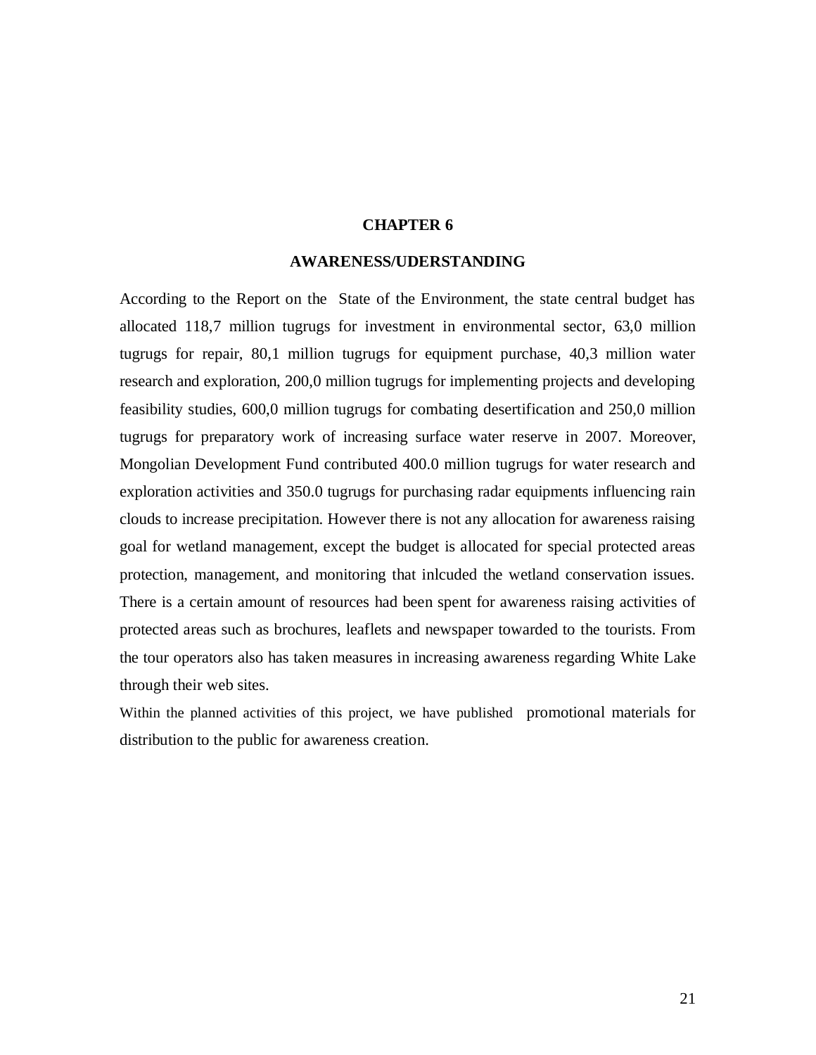# CHAPTER 6

## AWARENESS/UDERSTANDING

According to the Report on the State of the Environment, the state central budget has allocated 118,7 million tugrugs for investment in environmental sector, 63,0 million tugrugs for repair, 80,1 million tugrugs for equipment purchase, 40,3 million water research and exploration, 200,0 million tugrugs for implementing projects and developing feasibility studies, 600,0 million tugrugs for combating desertification and 250,0 million tugrugs for preparatory work of increasing surface water reserve in 2007. Moreover, Mongolian Development Fund contributed 400.0 million tugrugs for water research and exploration activities and 350.0 tugrugs for purchasing radar equipments influencing rain clouds to increase precipitation. However there is not any allocation for awareness raising goal for wetland management, except the budget is allocated for special protected areas protection, management, and monitoring that inlcuded the wetland conservation issues. There is a certain amount of resources had been spent for awareness raising activities of protected areas such as brochures, leaflets and newspaper towarded to the tourists. From the tour operators also has taken measures in increasing awareness regarding White Lake through their web sites.

Within the planned activities of this project, we have published promotional materials for distribution to the public for awareness creation.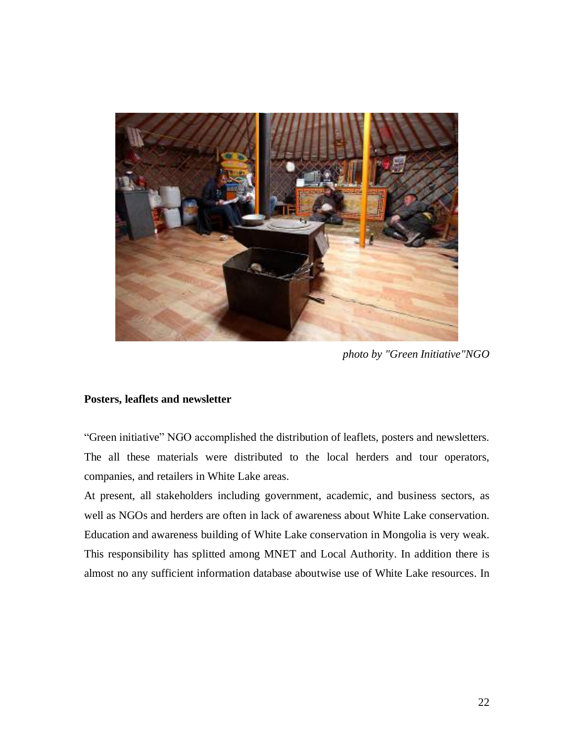*photo by "Green Initiative"NGO*

**Posters, leaflets and newsletter**

“Green initiative” NGO accomplished the distribution of leaflets, posters and newsletters. The all these materials were distributed to the local herders and tour operators, companies, and retailers in White Lake areas.

At present, all stakeholders including government, academic, and business sectors, as well as NGOs and herders are often in lack of awareness about White Lake conservation. Education and awareness building of White Lake conservation in Mongolia is very weak. This responsibility has splitted among MNET and Local Authority. In addition there is almost no any sufficient information database aboutwise use of White Lake resources. In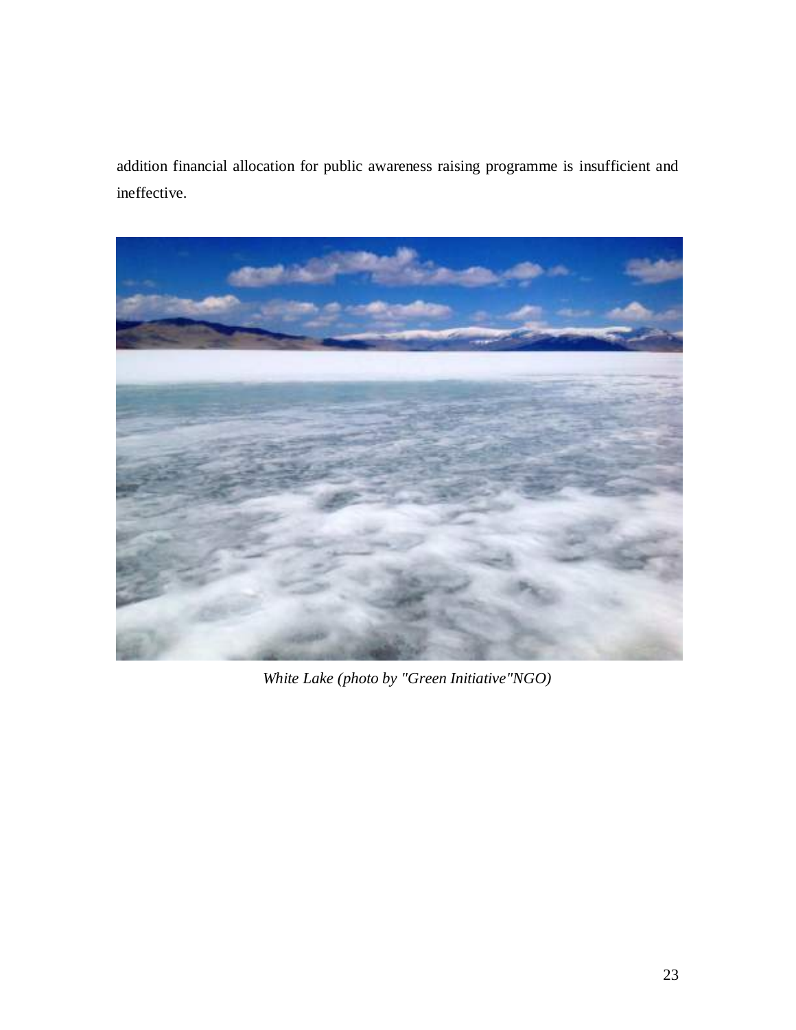addition financial allocation for public awareness raising programme is insufficient and ineffective.

*White Lake (photo by "Green Initiative"NGO)*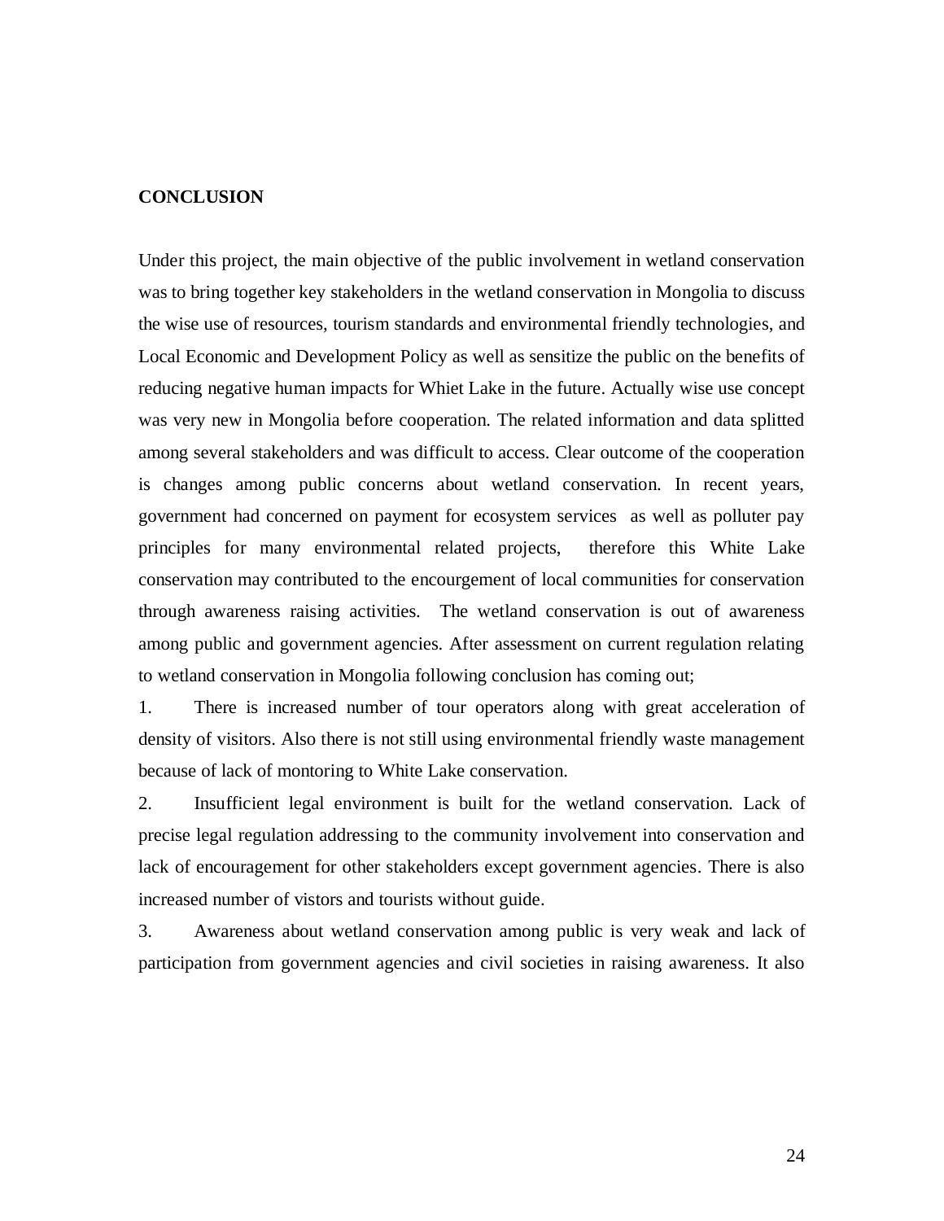**CONCLUSION**

Under this project, the main objective of the public involvement in wetland conservation was to bring together key stakeholders in the wetland conservation in Mongolia to discuss the wise use of resources, tourism standards and environmental friendly technologies, and Local Economic and Development Policy as well as sensitize the public on the benefits of reducing negative human impacts for Whiet Lake in the future. Actually wise use concept was very new in Mongolia before cooperation. The related information and data splitted among several stakeholders and was difficult to access. Clear outcome of the cooperation is changes among public concerns about wetland conservation. In recent years, government had concerned on payment for ecosystem services as well as polluter pay principles for many environmental related projects, therefore this White Lake conservation may contributed to the encourgement of local communities for conservation through awareness raising activities. The wetland conservation is out of awareness among public and government agencies. After assessment on current regulation relating to wetland conservation in Mongolia following conclusion has coming out;

1. There is increased number of tour operators along with great acceleration of density of visitors. Also there is not still using environmental friendly waste management because of lack of montoring to White Lake conservation.
2. Insufficient legal environment is built for the wetland conservation. Lack of precise legal regulation addressing to the community involvement into conservation and lack of encouragement for other stakeholders except government agencies. There is also increased number of vistors and tourists without guide.
3. Awareness about wetland conservation among public is very weak and lack of participation from government agencies and civil societies in raising awareness. It also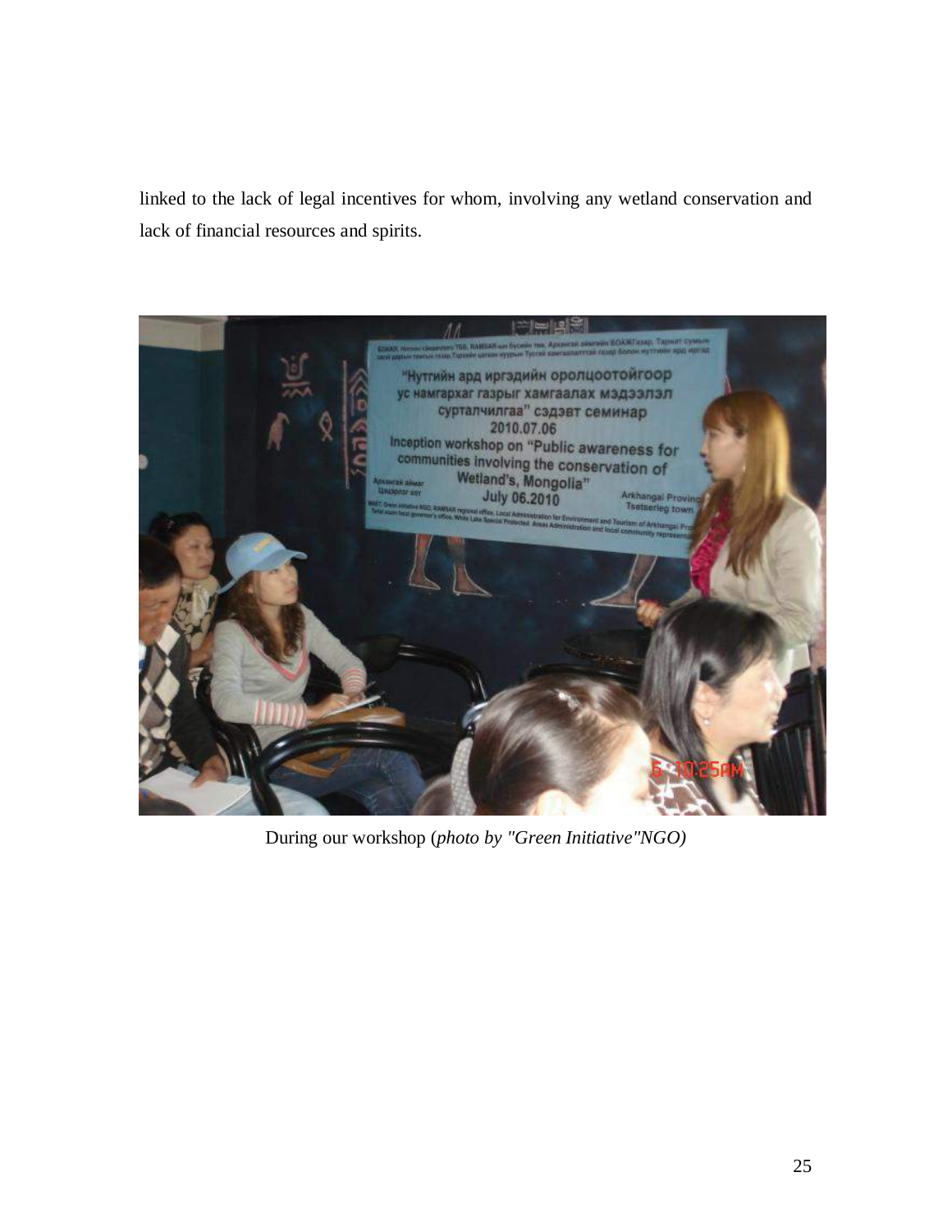linked to the lack of legal incentives for whom, involving any wetland conservation and lack of financial resources and spirits.

During our workshop (*photo by "Green Initiative"NGO)*